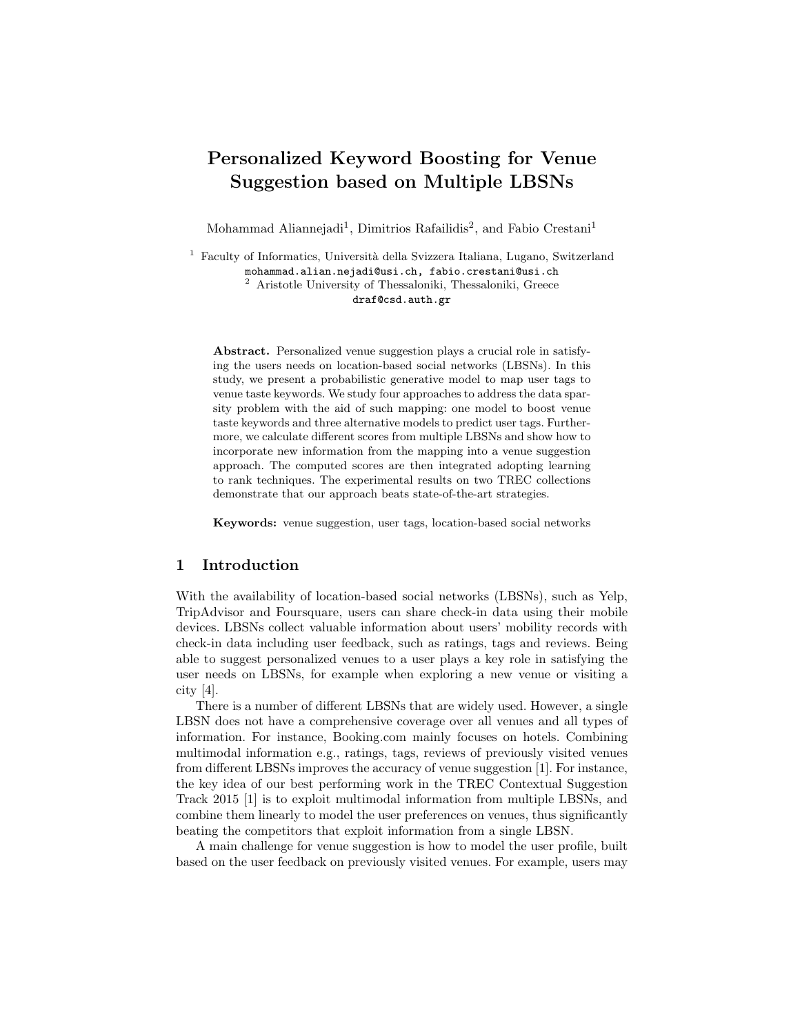# Personalized Keyword Boosting for Venue Suggestion based on Multiple LBSNs

Mohammad Aliannejadi[1], Dimitrios Rafailidis[2], and Fabio Crestani[1]

[1] Faculty of Informatics, Università della Svizzera Italiana, Lugano, Switzerland
mohammad.alian.nejadi@usi.ch, fabio.crestani@usi.ch
[2] Aristotle University of Thessaloniki, Thessaloniki, Greece
draf@csd.auth.gr

**Abstract.** Personalized venue suggestion plays a crucial role in satisfying the users needs on location-based social networks (LBSNs). In this study, we present a probabilistic generative model to map user tags to venue taste keywords. We study four approaches to address the data sparsity problem with the aid of such mapping: one model to boost venue taste keywords and three alternative models to predict user tags. Furthermore, we calculate different scores from multiple LBSNs and show how to incorporate new information from the mapping into a venue suggestion approach. The computed scores are then integrated adopting learning to rank techniques. The experimental results on two TREC collections demonstrate that our approach beats state-of-the-art strategies.

**Keywords:** venue suggestion, user tags, location-based social networks

## 1 Introduction

With the availability of location-based social networks (LBSNs), such as Yelp, TripAdvisor and Foursquare, users can share check-in data using their mobile devices. LBSNs collect valuable information about users' mobility records with check-in data including user feedback, such as ratings, tags and reviews. Being able to suggest personalized venues to a user plays a key role in satisfying the user needs on LBSNs, for example when exploring a new venue or visiting a city [4].

There is a number of different LBSNs that are widely used. However, a single LBSN does not have a comprehensive coverage over all venues and all types of information. For instance, Booking.com mainly focuses on hotels. Combining multimodal information e.g., ratings, tags, reviews of previously visited venues from different LBSNs improves the accuracy of venue suggestion [1]. For instance, the key idea of our best performing work in the TREC Contextual Suggestion Track 2015 [1] is to exploit multimodal information from multiple LBSNs, and combine them linearly to model the user preferences on venues, thus significantly beating the competitors that exploit information from a single LBSN.

A main challenge for venue suggestion is how to model the user profile, built based on the user feedback on previously visited venues. For example, users may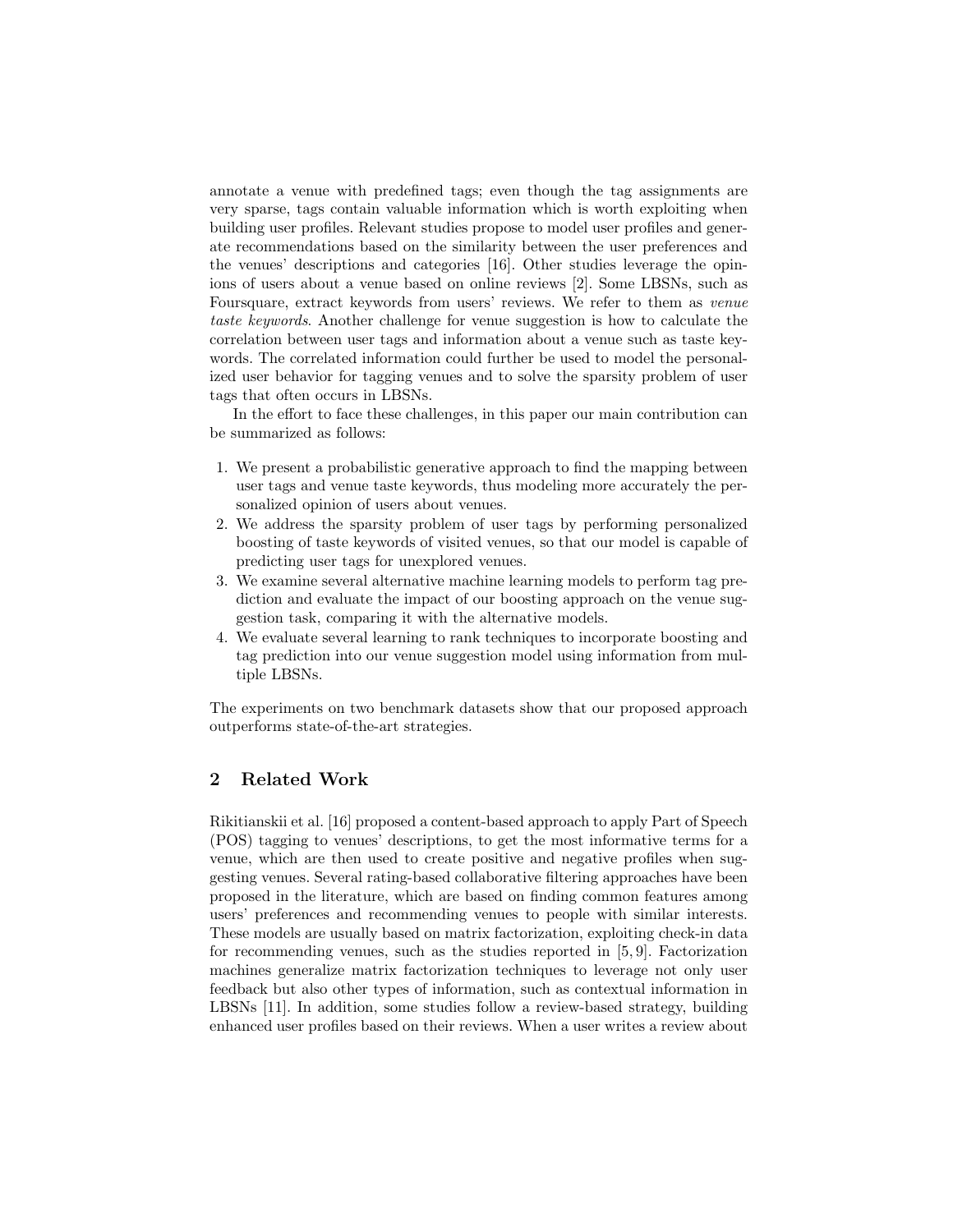annotate a venue with predefined tags; even though the tag assignments are very sparse, tags contain valuable information which is worth exploiting when building user profiles. Relevant studies propose to model user profiles and generate recommendations based on the similarity between the user preferences and the venues' descriptions and categories [16]. Other studies leverage the opinions of users about a venue based on online reviews [2]. Some LBSNs, such as Foursquare, extract keywords from users' reviews. We refer to them as *venue taste keywords*. Another challenge for venue suggestion is how to calculate the correlation between user tags and information about a venue such as taste keywords. The correlated information could further be used to model the personalized user behavior for tagging venues and to solve the sparsity problem of user tags that often occurs in LBSNs.

In the effort to face these challenges, in this paper our main contribution can be summarized as follows:

1. We present a probabilistic generative approach to find the mapping between user tags and venue taste keywords, thus modeling more accurately the personalized opinion of users about venues.
2. We address the sparsity problem of user tags by performing personalized boosting of taste keywords of visited venues, so that our model is capable of predicting user tags for unexplored venues.
3. We examine several alternative machine learning models to perform tag prediction and evaluate the impact of our boosting approach on the venue suggestion task, comparing it with the alternative models.
4. We evaluate several learning to rank techniques to incorporate boosting and tag prediction into our venue suggestion model using information from multiple LBSNs.

The experiments on two benchmark datasets show that our proposed approach outperforms state-of-the-art strategies.

## 2 Related Work

Rikitianskii et al. [16] proposed a content-based approach to apply Part of Speech (POS) tagging to venues' descriptions, to get the most informative terms for a venue, which are then used to create positive and negative profiles when suggesting venues. Several rating-based collaborative filtering approaches have been proposed in the literature, which are based on finding common features among users' preferences and recommending venues to people with similar interests. These models are usually based on matrix factorization, exploiting check-in data for recommending venues, such as the studies reported in [5, 9]. Factorization machines generalize matrix factorization techniques to leverage not only user feedback but also other types of information, such as contextual information in LBSNs [11]. In addition, some studies follow a review-based strategy, building enhanced user profiles based on their reviews. When a user writes a review about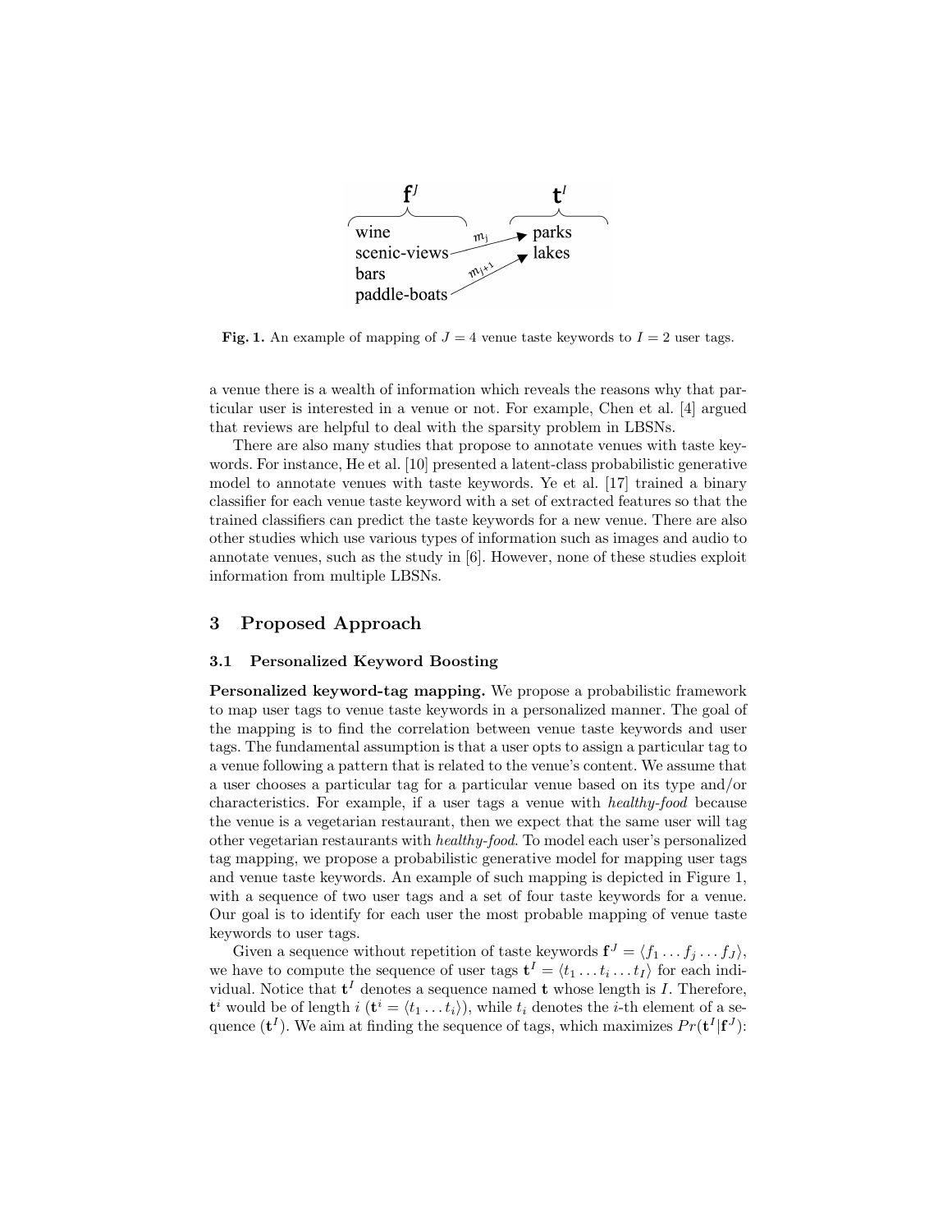Fig. 1. An example of mapping of $J = 4$ venue taste keywords to $I = 2$ user tags.

a venue there is a wealth of information which reveals the reasons why that particular user is interested in a venue or not. For example, Chen et al. [4] argued that reviews are helpful to deal with the sparsity problem in LBSNs.

There are also many studies that propose to annotate venues with taste keywords. For instance, He et al. [10] presented a latent-class probabilistic generative model to annotate venues with taste keywords. Ye et al. [17] trained a binary classifier for each venue taste keyword with a set of extracted features so that the trained classifiers can predict the taste keywords for a new venue. There are also other studies which use various types of information such as images and audio to annotate venues, such as the study in [6]. However, none of these studies exploit information from multiple LBSNs.

## 3 Proposed Approach

### 3.1 Personalized Keyword Boosting

**Personalized keyword-tag mapping.** We propose a probabilistic framework to map user tags to venue taste keywords in a personalized manner. The goal of the mapping is to find the correlation between venue taste keywords and user tags. The fundamental assumption is that a user opts to assign a particular tag to a venue following a pattern that is related to the venue's content. We assume that a user chooses a particular tag for a particular venue based on its type and/or characteristics. For example, if a user tags a venue with *healthy-food* because the venue is a vegetarian restaurant, then we expect that the same user will tag other vegetarian restaurants with *healthy-food*. To model each user's personalized tag mapping, we propose a probabilistic generative model for mapping user tags and venue taste keywords. An example of such mapping is depicted in Figure 1, with a sequence of two user tags and a set of four taste keywords for a venue. Our goal is to identify for each user the most probable mapping of venue taste keywords to user tags.

Given a sequence without repetition of taste keywords $\mathbf{f}^J = \langle f_1 \dots f_j \dots f_J \rangle$, we have to compute the sequence of user tags $\mathbf{t}^I = \langle t_1 \dots t_i \dots t_I \rangle$ for each individual. Notice that $\mathbf{t}^I$ denotes a sequence named $\mathbf{t}$ whose length is $I$. Therefore, $\mathbf{t}^i$ would be of length $i$ ($\mathbf{t}^i = \langle t_1 \dots t_i \rangle$), while $t_i$ denotes the $i$-th element of a sequence ($\mathbf{t}^I$). We aim at finding the sequence of tags, which maximizes $Pr(\mathbf{t}^I | \mathbf{f}^J)$: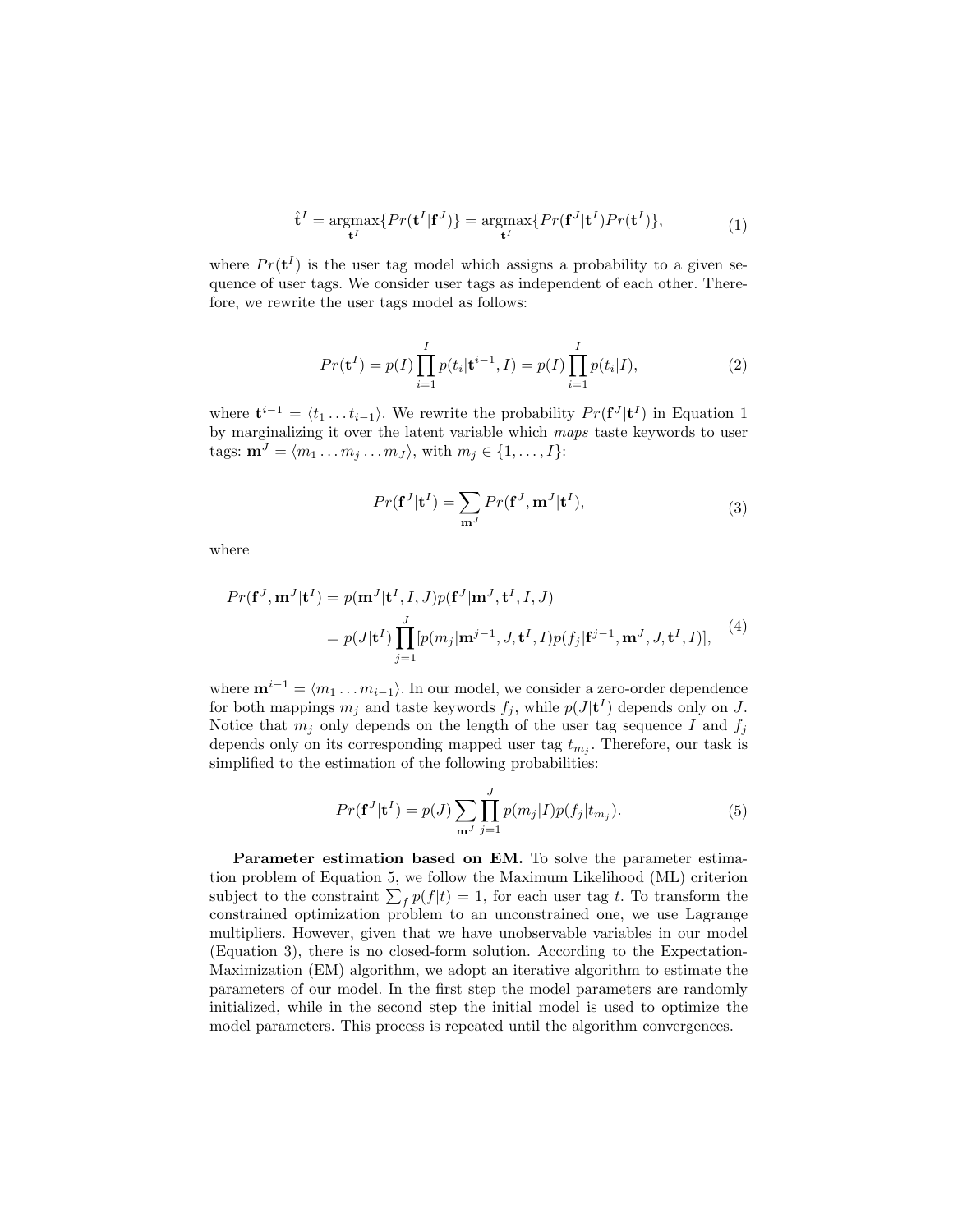$$\hat{\mathbf{t}}^I = \underset{\mathbf{t}^I}{\operatorname{argmax}}\{Pr(\mathbf{t}^I|\mathbf{f}^J)\} = \underset{\mathbf{t}^I}{\operatorname{argmax}}\{Pr(\mathbf{f}^J|\mathbf{t}^I)Pr(\mathbf{t}^I)\}, \tag{1}$$

where $Pr(\mathbf{t}^I)$ is the user tag model which assigns a probability to a given sequence of user tags. We consider user tags as independent of each other. Therefore, we rewrite the user tags model as follows:

$$Pr(\mathbf{t}^I) = p(I)\prod_{i=1}^{I} p(t_i|\mathbf{t}^{i-1}, I) = p(I)\prod_{i=1}^{I} p(t_i|I), \tag{2}$$

where $\mathbf{t}^{i-1} = \langle t_1 \dots t_{i-1}\rangle$. We rewrite the probability $Pr(\mathbf{f}^J|\mathbf{t}^I)$ in Equation 1 by marginalizing it over the latent variable which *maps* taste keywords to user tags: $\mathbf{m}^J = \langle m_1 \dots m_j \dots m_J\rangle$, with $m_j \in \{1, \dots, I\}$:

$$Pr(\mathbf{f}^J|\mathbf{t}^I) = \sum_{\mathbf{m}^J} Pr(\mathbf{f}^J, \mathbf{m}^J|\mathbf{t}^I), \tag{3}$$

where

$$\begin{aligned} Pr(\mathbf{f}^J, \mathbf{m}^J|\mathbf{t}^I) &= p(\mathbf{m}^J|\mathbf{t}^I, I, J)p(\mathbf{f}^J|\mathbf{m}^J, \mathbf{t}^I, I, J) \\ &= p(J|\mathbf{t}^I)\prod_{j=1}^{J}[p(m_j|\mathbf{m}^{j-1}, J, \mathbf{t}^I, I)p(f_j|\mathbf{f}^{j-1}, \mathbf{m}^J, J, \mathbf{t}^I, I)], \end{aligned} \tag{4}$$

where $\mathbf{m}^{i-1} = \langle m_1 \dots m_{i-1}\rangle$. In our model, we consider a zero-order dependence for both mappings $m_j$ and taste keywords $f_j$, while $p(J|\mathbf{t}^I)$ depends only on $J$. Notice that $m_j$ only depends on the length of the user tag sequence $I$ and $f_j$ depends only on its corresponding mapped user tag $t_{m_j}$. Therefore, our task is simplified to the estimation of the following probabilities:

$$Pr(\mathbf{f}^J|\mathbf{t}^I) = p(J)\sum_{\mathbf{m}^J}\prod_{j=1}^{J} p(m_j|I)p(f_j|t_{m_j}). \tag{5}$$

**Parameter estimation based on EM.** To solve the parameter estimation problem of Equation 5, we follow the Maximum Likelihood (ML) criterion subject to the constraint $\sum_f p(f|t) = 1$, for each user tag $t$. To transform the constrained optimization problem to an unconstrained one, we use Lagrange multipliers. However, given that we have unobservable variables in our model (Equation 3), there is no closed-form solution. According to the Expectation-Maximization (EM) algorithm, we adopt an iterative algorithm to estimate the parameters of our model. In the first step the model parameters are randomly initialized, while in the second step the initial model is used to optimize the model parameters. This process is repeated until the algorithm convergences.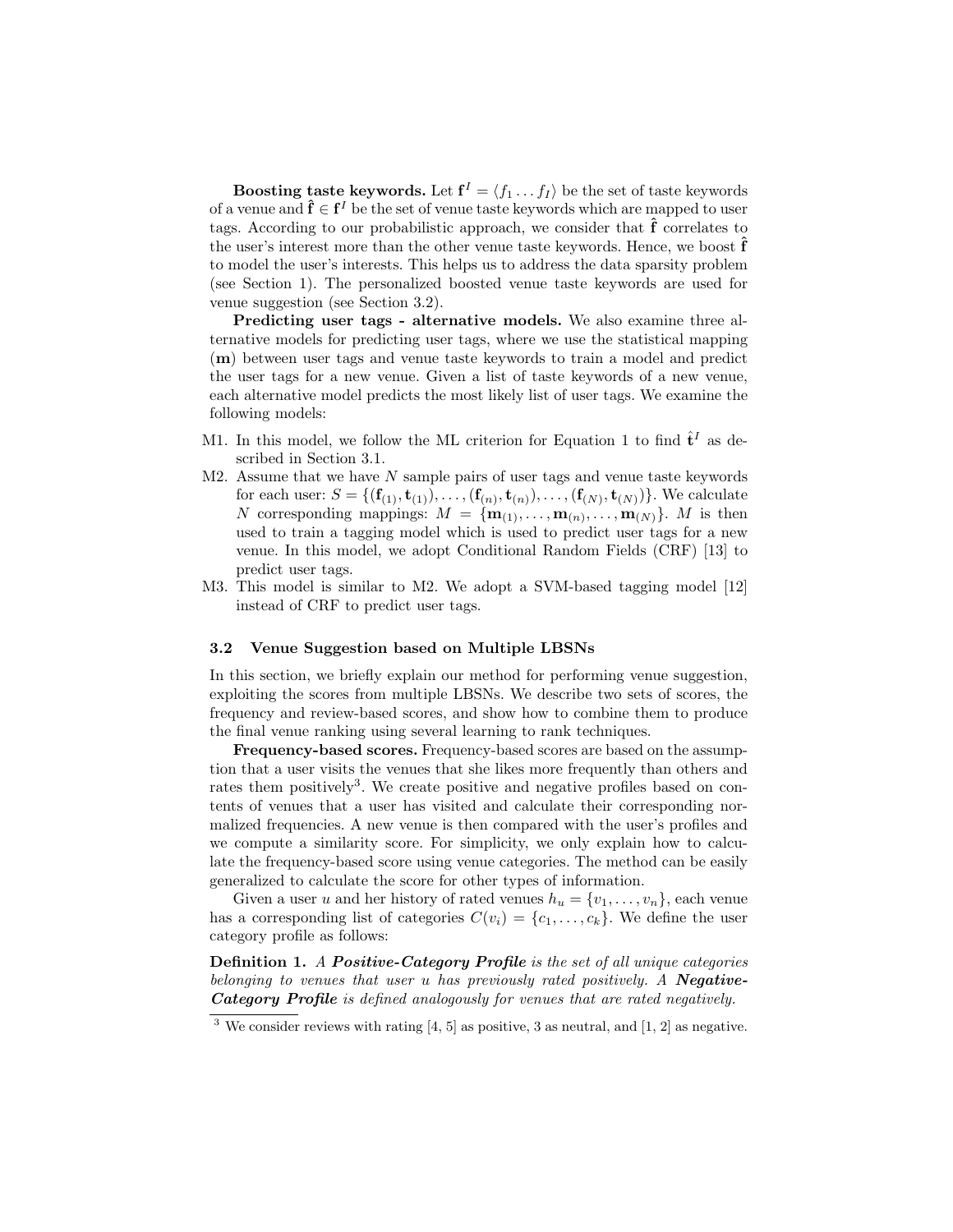**Boosting taste keywords.** Let $\mathbf{f}^I = \langle f_1 \dots f_I \rangle$ be the set of taste keywords of a venue and $\hat{\mathbf{f}} \in \mathbf{f}^I$ be the set of venue taste keywords which are mapped to user tags. According to our probabilistic approach, we consider that $\hat{\mathbf{f}}$ correlates to the user's interest more than the other venue taste keywords. Hence, we boost $\hat{\mathbf{f}}$ to model the user's interests. This helps us to address the data sparsity problem (see Section 1). The personalized boosted venue taste keywords are used for venue suggestion (see Section 3.2).

**Predicting user tags - alternative models.** We also examine three alternative models for predicting user tags, where we use the statistical mapping ($\mathbf{m}$) between user tags and venue taste keywords to train a model and predict the user tags for a new venue. Given a list of taste keywords of a new venue, each alternative model predicts the most likely list of user tags. We examine the following models:

- M1. In this model, we follow the ML criterion for Equation 1 to find $\hat{\mathbf{t}}^I$ as described in Section 3.1.
- M2. Assume that we have $N$ sample pairs of user tags and venue taste keywords for each user: $S = \{(\mathbf{f}_{(1)}, \mathbf{t}_{(1)}), \dots, (\mathbf{f}_{(n)}, \mathbf{t}_{(n)}), \dots, (\mathbf{f}_{(N)}, \mathbf{t}_{(N)})\}$. We calculate $N$ corresponding mappings: $M = \{\mathbf{m}_{(1)}, \dots, \mathbf{m}_{(n)}, \dots, \mathbf{m}_{(N)}\}$. $M$ is then used to train a tagging model which is used to predict user tags for a new venue. In this model, we adopt Conditional Random Fields (CRF) [13] to predict user tags.
- M3. This model is similar to M2. We adopt a SVM-based tagging model [12] instead of CRF to predict user tags.

### 3.2 Venue Suggestion based on Multiple LBSNs

In this section, we briefly explain our method for performing venue suggestion, exploiting the scores from multiple LBSNs. We describe two sets of scores, the frequency and review-based scores, and show how to combine them to produce the final venue ranking using several learning to rank techniques.

**Frequency-based scores.** Frequency-based scores are based on the assumption that a user visits the venues that she likes more frequently than others and rates them positively[3]. We create positive and negative profiles based on contents of venues that a user has visited and calculate their corresponding normalized frequencies. A new venue is then compared with the user's profiles and we compute a similarity score. For simplicity, we only explain how to calculate the frequency-based score using venue categories. The method can be easily generalized to calculate the score for other types of information.

Given a user $u$ and her history of rated venues $h_u = \{v_1, \dots, v_n\}$, each venue has a corresponding list of categories $C(v_i) = \{c_1, \dots, c_k\}$. We define the user category profile as follows:

**Definition 1.** *A* ***Positive-Category Profile*** *is the set of all unique categories belonging to venues that user u has previously rated positively. A* ***Negative-Category Profile*** *is defined analogously for venues that are rated negatively.*

[3] We consider reviews with rating [4, 5] as positive, 3 as neutral, and [1, 2] as negative.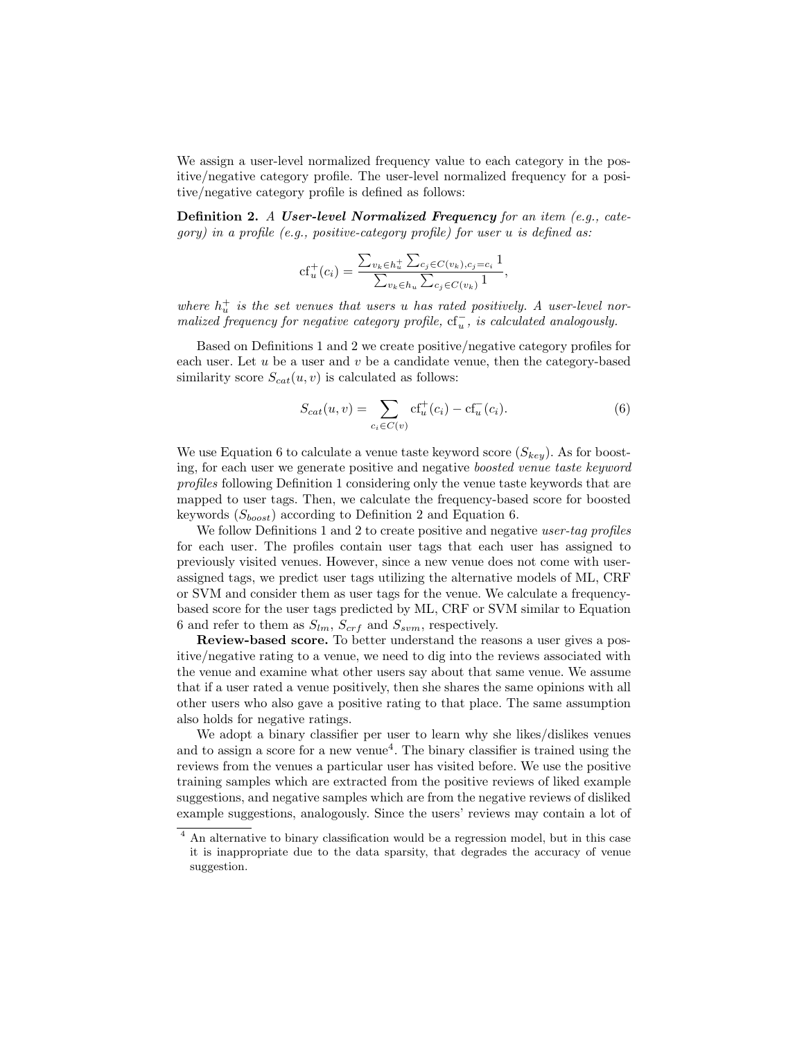We assign a user-level normalized frequency value to each category in the positive/negative category profile. The user-level normalized frequency for a positive/negative category profile is defined as follows:

**Definition 2.** *A **User-level Normalized Frequency** for an item (e.g., category) in a profile (e.g., positive-category profile) for user u is defined as:*

$$\mathrm{cf}_u^+(c_i) = \frac{\sum_{v_k \in h_u^+} \sum_{c_j \in C(v_k), c_j = c_i} 1}{\sum_{v_k \in h_u} \sum_{c_j \in C(v_k)} 1},$$

*where $h_u^+$ is the set venues that users $u$ has rated positively. A user-level normalized frequency for negative category profile, $\mathrm{cf}_u^-$, is calculated analogously.*

Based on Definitions 1 and 2 we create positive/negative category profiles for each user. Let $u$ be a user and $v$ be a candidate venue, then the category-based similarity score $S_{cat}(u, v)$ is calculated as follows:

$$S_{cat}(u, v) = \sum_{c_i \in C(v)} \mathrm{cf}_u^+(c_i) - \mathrm{cf}_u^-(c_i). \tag{6}$$

We use Equation 6 to calculate a venue taste keyword score ($S_{key}$). As for boosting, for each user we generate positive and negative *boosted venue taste keyword profiles* following Definition 1 considering only the venue taste keywords that are mapped to user tags. Then, we calculate the frequency-based score for boosted keywords ($S_{boost}$) according to Definition 2 and Equation 6.

We follow Definitions 1 and 2 to create positive and negative *user-tag profiles* for each user. The profiles contain user tags that each user has assigned to previously visited venues. However, since a new venue does not come with user-assigned tags, we predict user tags utilizing the alternative models of ML, CRF or SVM and consider them as user tags for the venue. We calculate a frequency-based score for the user tags predicted by ML, CRF or SVM similar to Equation 6 and refer to them as $S_{lm}$, $S_{crf}$ and $S_{svm}$, respectively.

**Review-based score.** To better understand the reasons a user gives a positive/negative rating to a venue, we need to dig into the reviews associated with the venue and examine what other users say about that same venue. We assume that if a user rated a venue positively, then she shares the same opinions with all other users who also gave a positive rating to that place. The same assumption also holds for negative ratings.

We adopt a binary classifier per user to learn why she likes/dislikes venues and to assign a score for a new venue[4]. The binary classifier is trained using the reviews from the venues a particular user has visited before. We use the positive training samples which are extracted from the positive reviews of liked example suggestions, and negative samples which are from the negative reviews of disliked example suggestions, analogously. Since the users' reviews may contain a lot of

[4] An alternative to binary classification would be a regression model, but in this case it is inappropriate due to the data sparsity, that degrades the accuracy of venue suggestion.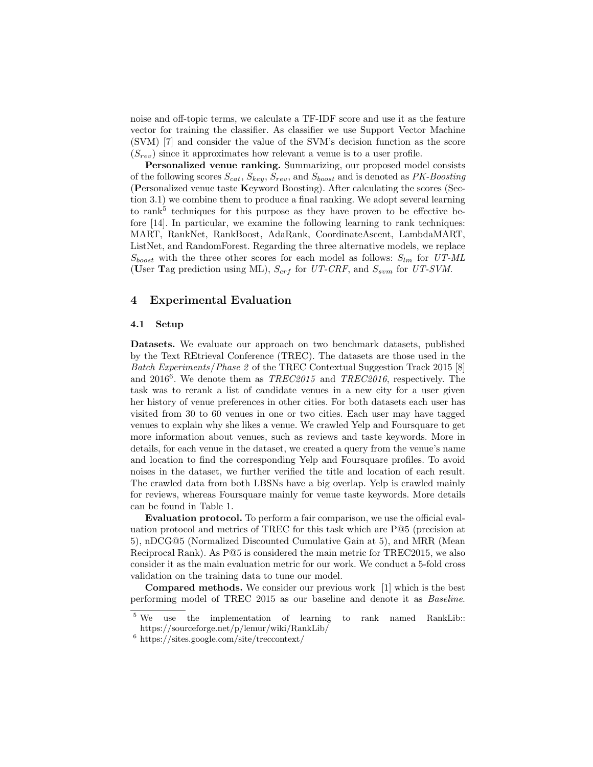noise and off-topic terms, we calculate a TF-IDF score and use it as the feature vector for training the classifier. As classifier we use Support Vector Machine (SVM) [7] and consider the value of the SVM's decision function as the score ($S_{rev}$) since it approximates how relevant a venue is to a user profile.

**Personalized venue ranking.** Summarizing, our proposed model consists of the following scores $S_{cat}$, $S_{key}$, $S_{rev}$, and $S_{boost}$ and is denoted as *PK-Boosting* (**P**ersonalized venue taste **K**eyword Boosting). After calculating the scores (Section 3.1) we combine them to produce a final ranking. We adopt several learning to rank[5] techniques for this purpose as they have proven to be effective before [14]. In particular, we examine the following learning to rank techniques: MART, RankNet, RankBoost, AdaRank, CoordinateAscent, LambdaMART, ListNet, and RandomForest. Regarding the three alternative models, we replace $S_{boost}$ with the three other scores for each model as follows: $S_{lm}$ for *UT-ML* (**U**ser **T**ag prediction using ML), $S_{crf}$ for *UT-CRF*, and $S_{svm}$ for *UT-SVM*.

## 4 Experimental Evaluation

### 4.1 Setup

**Datasets.** We evaluate our approach on two benchmark datasets, published by the Text REtrieval Conference (TREC). The datasets are those used in the *Batch Experiments/Phase 2* of the TREC Contextual Suggestion Track 2015 [8] and 2016[6]. We denote them as *TREC2015* and *TREC2016*, respectively. The task was to rerank a list of candidate venues in a new city for a user given her history of venue preferences in other cities. For both datasets each user has visited from 30 to 60 venues in one or two cities. Each user may have tagged venues to explain why she likes a venue. We crawled Yelp and Foursquare to get more information about venues, such as reviews and taste keywords. More in details, for each venue in the dataset, we created a query from the venue's name and location to find the corresponding Yelp and Foursquare profiles. To avoid noises in the dataset, we further verified the title and location of each result. The crawled data from both LBSNs have a big overlap. Yelp is crawled mainly for reviews, whereas Foursquare mainly for venue taste keywords. More details can be found in Table 1.

**Evaluation protocol.** To perform a fair comparison, we use the official evaluation protocol and metrics of TREC for this task which are P@5 (precision at 5), nDCG@5 (Normalized Discounted Cumulative Gain at 5), and MRR (Mean Reciprocal Rank). As P@5 is considered the main metric for TREC2015, we also consider it as the main evaluation metric for our work. We conduct a 5-fold cross validation on the training data to tune our model.

**Compared methods.** We consider our previous work [1] which is the best performing model of TREC 2015 as our baseline and denote it as *Baseline*.

---

[5] We use the implementation of learning to rank named RankLib:: https://sourceforge.net/p/lemur/wiki/RankLib/

[6] https://sites.google.com/site/treccontext/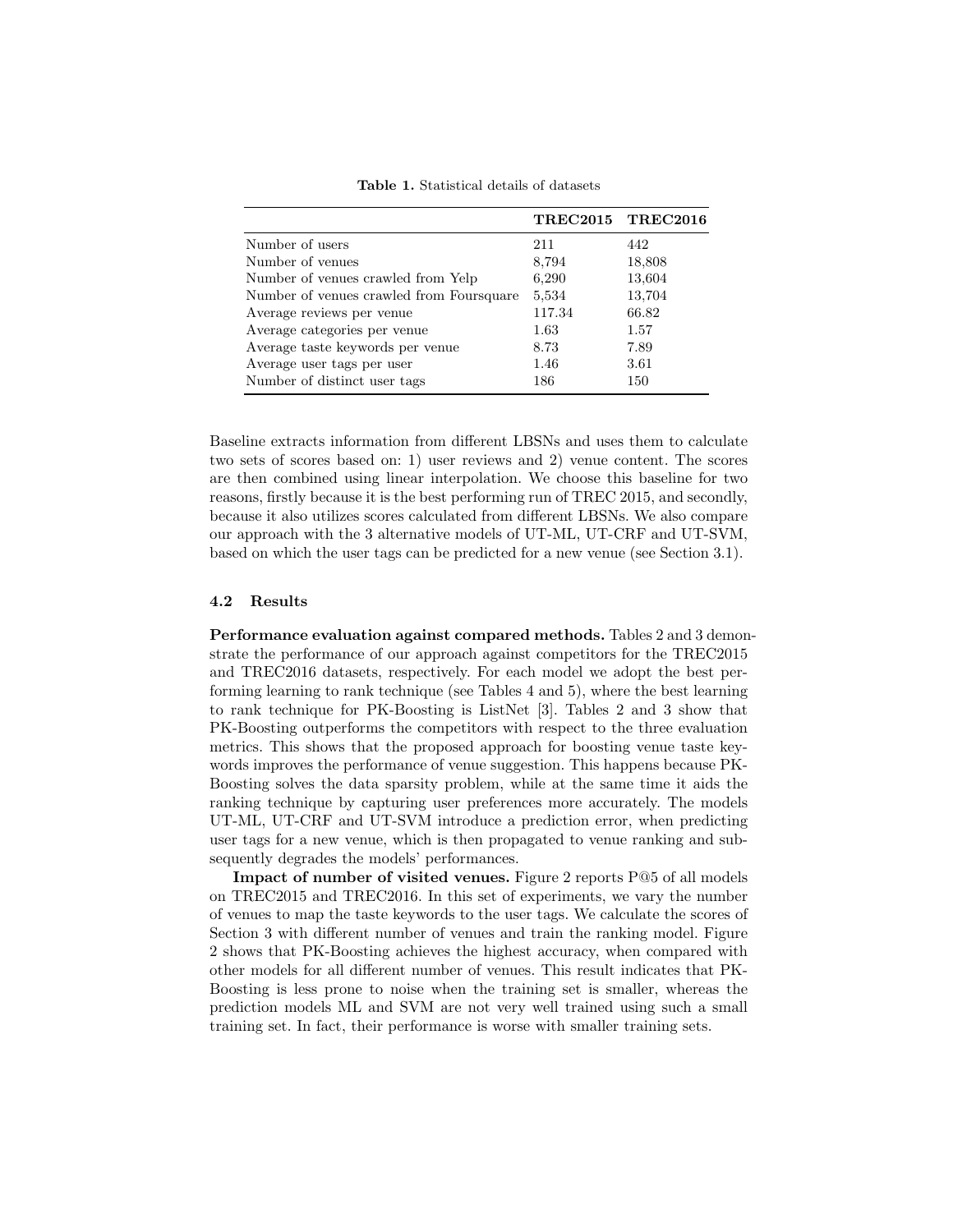**Table 1.** Statistical details of datasets

| | TREC2015 | TREC2016 |
|---|---|---|
| Number of users | 211 | 442 |
| Number of venues | 8,794 | 18,808 |
| Number of venues crawled from Yelp | 6,290 | 13,604 |
| Number of venues crawled from Foursquare | 5,534 | 13,704 |
| Average reviews per venue | 117.34 | 66.82 |
| Average categories per venue | 1.63 | 1.57 |
| Average taste keywords per venue | 8.73 | 7.89 |
| Average user tags per user | 1.46 | 3.61 |
| Number of distinct user tags | 186 | 150 |

Baseline extracts information from different LBSNs and uses them to calculate two sets of scores based on: 1) user reviews and 2) venue content. The scores are then combined using linear interpolation. We choose this baseline for two reasons, firstly because it is the best performing run of TREC 2015, and secondly, because it also utilizes scores calculated from different LBSNs. We also compare our approach with the 3 alternative models of UT-ML, UT-CRF and UT-SVM, based on which the user tags can be predicted for a new venue (see Section 3.1).

### 4.2 Results

**Performance evaluation against compared methods.** Tables 2 and 3 demonstrate the performance of our approach against competitors for the TREC2015 and TREC2016 datasets, respectively. For each model we adopt the best performing learning to rank technique (see Tables 4 and 5), where the best learning to rank technique for PK-Boosting is ListNet [3]. Tables 2 and 3 show that PK-Boosting outperforms the competitors with respect to the three evaluation metrics. This shows that the proposed approach for boosting venue taste keywords improves the performance of venue suggestion. This happens because PK-Boosting solves the data sparsity problem, while at the same time it aids the ranking technique by capturing user preferences more accurately. The models UT-ML, UT-CRF and UT-SVM introduce a prediction error, when predicting user tags for a new venue, which is then propagated to venue ranking and subsequently degrades the models' performances.

**Impact of number of visited venues.** Figure 2 reports P@5 of all models on TREC2015 and TREC2016. In this set of experiments, we vary the number of venues to map the taste keywords to the user tags. We calculate the scores of Section 3 with different number of venues and train the ranking model. Figure 2 shows that PK-Boosting achieves the highest accuracy, when compared with other models for all different number of venues. This result indicates that PK-Boosting is less prone to noise when the training set is smaller, whereas the prediction models ML and SVM are not very well trained using such a small training set. In fact, their performance is worse with smaller training sets.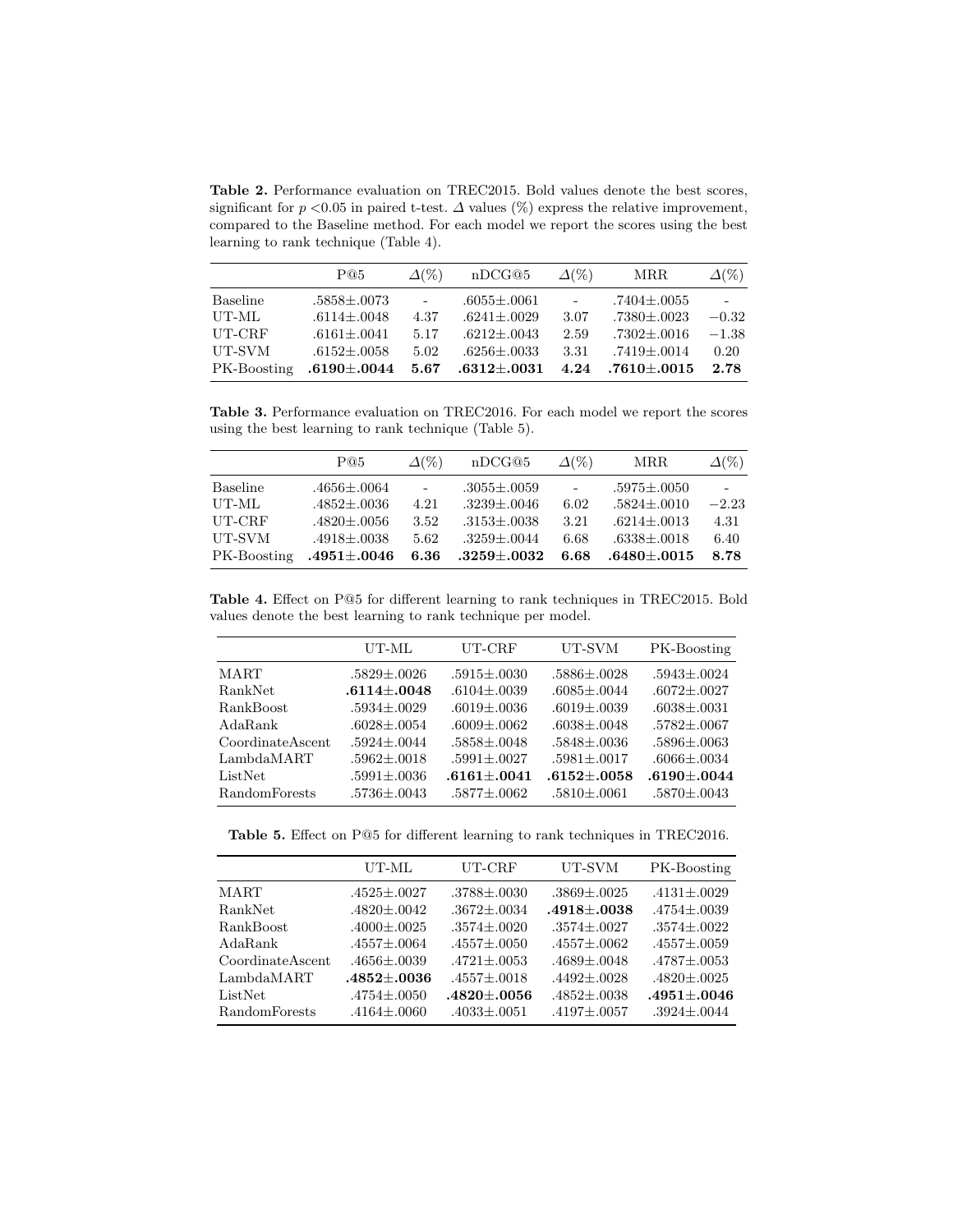**Table 2.** Performance evaluation on TREC2015. Bold values denote the best scores, significant for $p$ <0.05 in paired t-test. $\Delta$ values (%) express the relative improvement, compared to the Baseline method. For each model we report the scores using the best learning to rank technique (Table 4).

| | P@5 | $\Delta$(%) | nDCG@5 | $\Delta$(%) | MRR | $\Delta$(%) |
|---|---|---|---|---|---|---|
| Baseline | .5858±.0073 | - | .6055±.0061 | - | .7404±.0055 | - |
| UT-ML | .6114±.0048 | 4.37 | .6241±.0029 | 3.07 | .7380±.0023 | −0.32 |
| UT-CRF | .6161±.0041 | 5.17 | .6212±.0043 | 2.59 | .7302±.0016 | −1.38 |
| UT-SVM | .6152±.0058 | 5.02 | .6256±.0033 | 3.31 | .7419±.0014 | 0.20 |
| PK-Boosting | **.6190±.0044** | **5.67** | **.6312±.0031** | **4.24** | **.7610±.0015** | **2.78** |

**Table 3.** Performance evaluation on TREC2016. For each model we report the scores using the best learning to rank technique (Table 5).

| | P@5 | $\Delta$(%) | nDCG@5 | $\Delta$(%) | MRR | $\Delta$(%) |
|---|---|---|---|---|---|---|
| Baseline | .4656±.0064 | - | .3055±.0059 | - | .5975±.0050 | - |
| UT-ML | .4852±.0036 | 4.21 | .3239±.0046 | 6.02 | .5824±.0010 | −2.23 |
| UT-CRF | .4820±.0056 | 3.52 | .3153±.0038 | 3.21 | .6214±.0013 | 4.31 |
| UT-SVM | .4918±.0038 | 5.62 | .3259±.0044 | 6.68 | .6338±.0018 | 6.40 |
| PK-Boosting | **.4951±.0046** | **6.36** | **.3259±.0032** | **6.68** | **.6480±.0015** | **8.78** |

**Table 4.** Effect on P@5 for different learning to rank techniques in TREC2015. Bold values denote the best learning to rank technique per model.

| | UT-ML | UT-CRF | UT-SVM | PK-Boosting |
|---|---|---|---|---|
| MART | .5829±.0026 | .5915±.0030 | .5886±.0028 | .5943±.0024 |
| RankNet | **.6114±.0048** | .6104±.0039 | .6085±.0044 | .6072±.0027 |
| RankBoost | .5934±.0029 | .6019±.0036 | .6019±.0039 | .6038±.0031 |
| AdaRank | .6028±.0054 | .6009±.0062 | .6038±.0048 | .5782±.0067 |
| CoordinateAscent | .5924±.0044 | .5858±.0048 | .5848±.0036 | .5896±.0063 |
| LambdaMART | .5962±.0018 | .5991±.0027 | .5981±.0017 | .6066±.0034 |
| ListNet | .5991±.0036 | **.6161±.0041** | **.6152±.0058** | **.6190±.0044** |
| RandomForests | .5736±.0043 | .5877±.0062 | .5810±.0061 | .5870±.0043 |

**Table 5.** Effect on P@5 for different learning to rank techniques in TREC2016.

| | UT-ML | UT-CRF | UT-SVM | PK-Boosting |
|---|---|---|---|---|
| MART | .4525±.0027 | .3788±.0030 | .3869±.0025 | .4131±.0029 |
| RankNet | .4820±.0042 | .3672±.0034 | **.4918±.0038** | .4754±.0039 |
| RankBoost | .4000±.0025 | .3574±.0020 | .3574±.0027 | .3574±.0022 |
| AdaRank | .4557±.0064 | .4557±.0050 | .4557±.0062 | .4557±.0059 |
| CoordinateAscent | .4656±.0039 | .4721±.0053 | .4689±.0048 | .4787±.0053 |
| LambdaMART | **.4852±.0036** | .4557±.0018 | .4492±.0028 | .4820±.0025 |
| ListNet | .4754±.0050 | **.4820±.0056** | .4852±.0038 | **.4951±.0046** |
| RandomForests | .4164±.0060 | .4033±.0051 | .4197±.0057 | .3924±.0044 |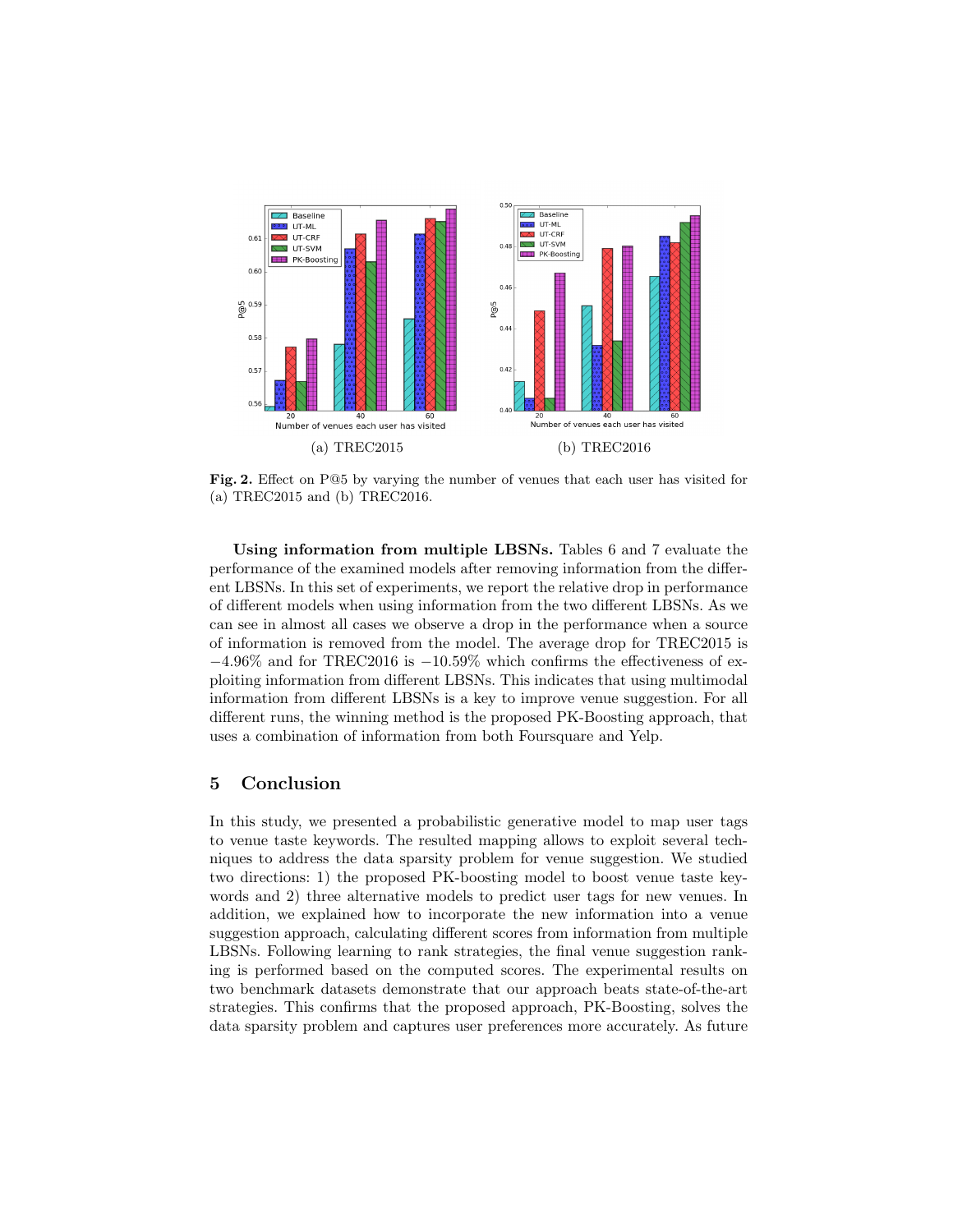(a) TREC2015

(b) TREC2016

**Fig. 2.** Effect on P@5 by varying the number of venues that each user has visited for (a) TREC2015 and (b) TREC2016.

**Using information from multiple LBSNs.** Tables 6 and 7 evaluate the performance of the examined models after removing information from the different LBSNs. In this set of experiments, we report the relative drop in performance of different models when using information from the two different LBSNs. As we can see in almost all cases we observe a drop in the performance when a source of information is removed from the model. The average drop for TREC2015 is $-4.96\%$ and for TREC2016 is $-10.59\%$ which confirms the effectiveness of exploiting information from different LBSNs. This indicates that using multimodal information from different LBSNs is a key to improve venue suggestion. For all different runs, the winning method is the proposed PK-Boosting approach, that uses a combination of information from both Foursquare and Yelp.

## 5 Conclusion

In this study, we presented a probabilistic generative model to map user tags to venue taste keywords. The resulted mapping allows to exploit several techniques to address the data sparsity problem for venue suggestion. We studied two directions: 1) the proposed PK-boosting model to boost venue taste keywords and 2) three alternative models to predict user tags for new venues. In addition, we explained how to incorporate the new information into a venue suggestion approach, calculating different scores from information from multiple LBSNs. Following learning to rank strategies, the final venue suggestion ranking is performed based on the computed scores. The experimental results on two benchmark datasets demonstrate that our approach beats state-of-the-art strategies. This confirms that the proposed approach, PK-Boosting, solves the data sparsity problem and captures user preferences more accurately. As future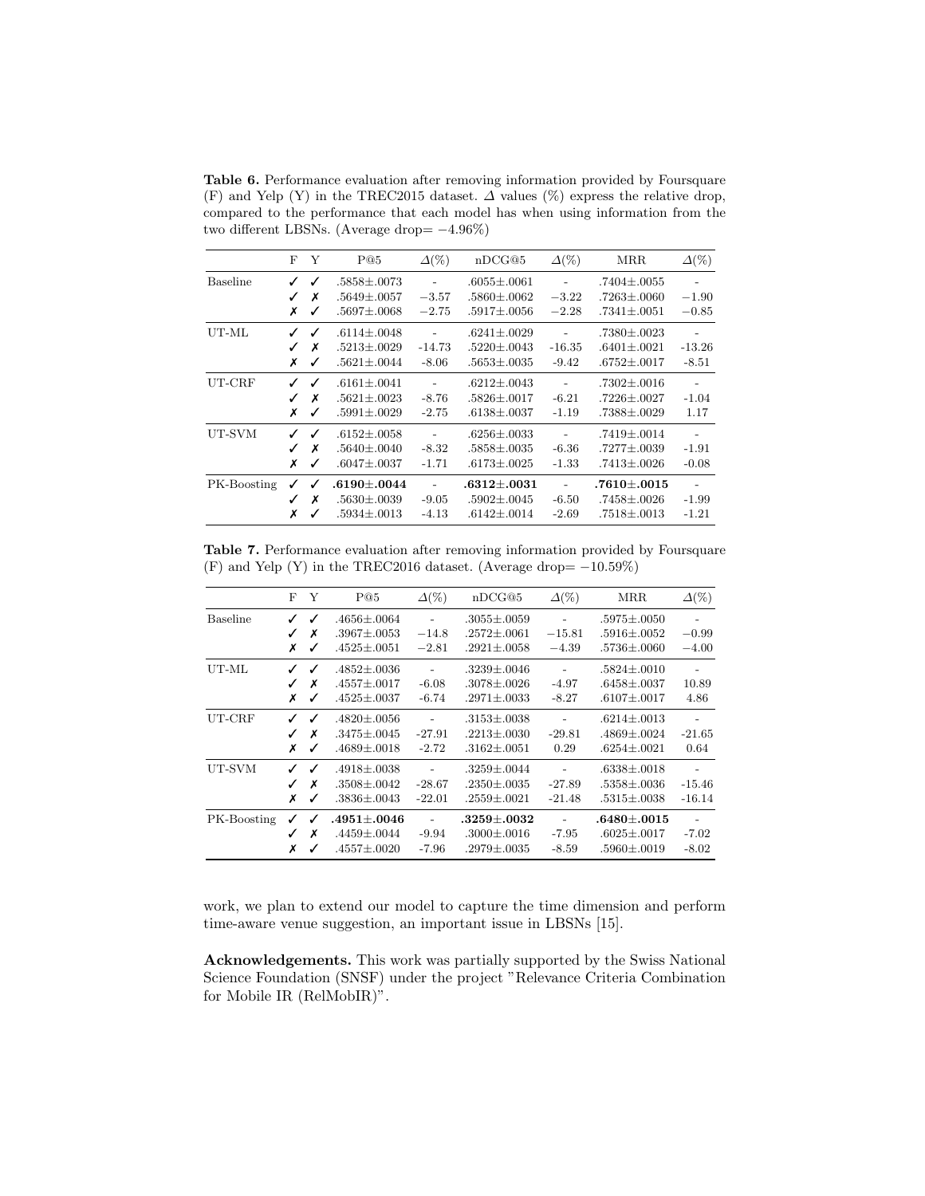**Table 6.** Performance evaluation after removing information provided by Foursquare (F) and Yelp (Y) in the TREC2015 dataset. $\Delta$ values (%) express the relative drop, compared to the performance that each model has when using information from the two different LBSNs. (Average drop= $-4.96\%$)

| | F | Y | P@5 | $\Delta$(%) | nDCG@5 | $\Delta$(%) | MRR | $\Delta$(%) |
|---|---|---|---|---|---|---|---|---|
| Baseline | ✓ | ✓ | .5858±.0073 | - | .6055±.0061 | - | .7404±.0055 | - |
| | ✓ | ✗ | .5649±.0057 | $-3.57$ | .5860±.0062 | $-3.22$ | .7263±.0060 | $-1.90$ |
| | ✗ | ✓ | .5697±.0068 | $-2.75$ | .5917±.0056 | $-2.28$ | .7341±.0051 | $-0.85$ |
| UT-ML | ✓ | ✓ | .6114±.0048 | - | .6241±.0029 | - | .7380±.0023 | - |
| | ✓ | ✗ | .5213±.0029 | -14.73 | .5220±.0043 | -16.35 | .6401±.0021 | -13.26 |
| | ✗ | ✓ | .5621±.0044 | -8.06 | .5653±.0035 | -9.42 | .6752±.0017 | -8.51 |
| UT-CRF | ✓ | ✓ | .6161±.0041 | - | .6212±.0043 | - | .7302±.0016 | - |
| | ✓ | ✗ | .5621±.0023 | -8.76 | .5826±.0017 | -6.21 | .7226±.0027 | -1.04 |
| | ✗ | ✓ | .5991±.0029 | -2.75 | .6138±.0037 | -1.19 | .7388±.0029 | 1.17 |
| UT-SVM | ✓ | ✓ | .6152±.0058 | - | .6256±.0033 | - | .7419±.0014 | - |
| | ✓ | ✗ | .5640±.0040 | -8.32 | .5858±.0035 | -6.36 | .7277±.0039 | -1.91 |
| | ✗ | ✓ | .6047±.0037 | -1.71 | .6173±.0025 | -1.33 | .7413±.0026 | -0.08 |
| PK-Boosting | ✓ | ✓ | **.6190±.0044** | - | **.6312±.0031** | - | **.7610±.0015** | - |
| | ✓ | ✗ | .5630±.0039 | -9.05 | .5902±.0045 | -6.50 | .7458±.0026 | -1.99 |
| | ✗ | ✓ | .5934±.0013 | -4.13 | .6142±.0014 | -2.69 | .7518±.0013 | -1.21 |

**Table 7.** Performance evaluation after removing information provided by Foursquare (F) and Yelp (Y) in the TREC2016 dataset. (Average drop= $-10.59\%$)

| | F | Y | P@5 | $\Delta$(%) | nDCG@5 | $\Delta$(%) | MRR | $\Delta$(%) |
|---|---|---|---|---|---|---|---|---|
| Baseline | ✓ | ✓ | .4656±.0064 | - | .3055±.0059 | - | .5975±.0050 | - |
| | ✓ | ✗ | .3967±.0053 | $-14.8$ | .2572±.0061 | $-15.81$ | .5916±.0052 | $-0.99$ |
| | ✗ | ✓ | .4525±.0051 | $-2.81$ | .2921±.0058 | $-4.39$ | .5736±.0060 | $-4.00$ |
| UT-ML | ✓ | ✓ | .4852±.0036 | - | .3239±.0046 | - | .5824±.0010 | - |
| | ✓ | ✗ | .4557±.0017 | -6.08 | .3078±.0026 | -4.97 | .6458±.0037 | 10.89 |
| | ✗ | ✓ | .4525±.0037 | -6.74 | .2971±.0033 | -8.27 | .6107±.0017 | 4.86 |
| UT-CRF | ✓ | ✓ | .4820±.0056 | - | .3153±.0038 | - | .6214±.0013 | - |
| | ✓ | ✗ | .3475±.0045 | -27.91 | .2213±.0030 | -29.81 | .4869±.0024 | -21.65 |
| | ✗ | ✓ | .4689±.0018 | -2.72 | .3162±.0051 | 0.29 | .6254±.0021 | 0.64 |
| UT-SVM | ✓ | ✓ | .4918±.0038 | - | .3259±.0044 | - | .6338±.0018 | - |
| | ✓ | ✗ | .3508±.0042 | -28.67 | .2350±.0035 | -27.89 | .5358±.0036 | -15.46 |
| | ✗ | ✓ | .3836±.0043 | -22.01 | .2559±.0021 | -21.48 | .5315±.0038 | -16.14 |
| PK-Boosting | ✓ | ✓ | **.4951±.0046** | - | **.3259±.0032** | - | **.6480±.0015** | - |
| | ✓ | ✗ | .4459±.0044 | -9.94 | .3000±.0016 | -7.95 | .6025±.0017 | -7.02 |
| | ✗ | ✓ | .4557±.0020 | -7.96 | .2979±.0035 | -8.59 | .5960±.0019 | -8.02 |

work, we plan to extend our model to capture the time dimension and perform time-aware venue suggestion, an important issue in LBSNs [15].

**Acknowledgements.** This work was partially supported by the Swiss National Science Foundation (SNSF) under the project "Relevance Criteria Combination for Mobile IR (RelMobIR)".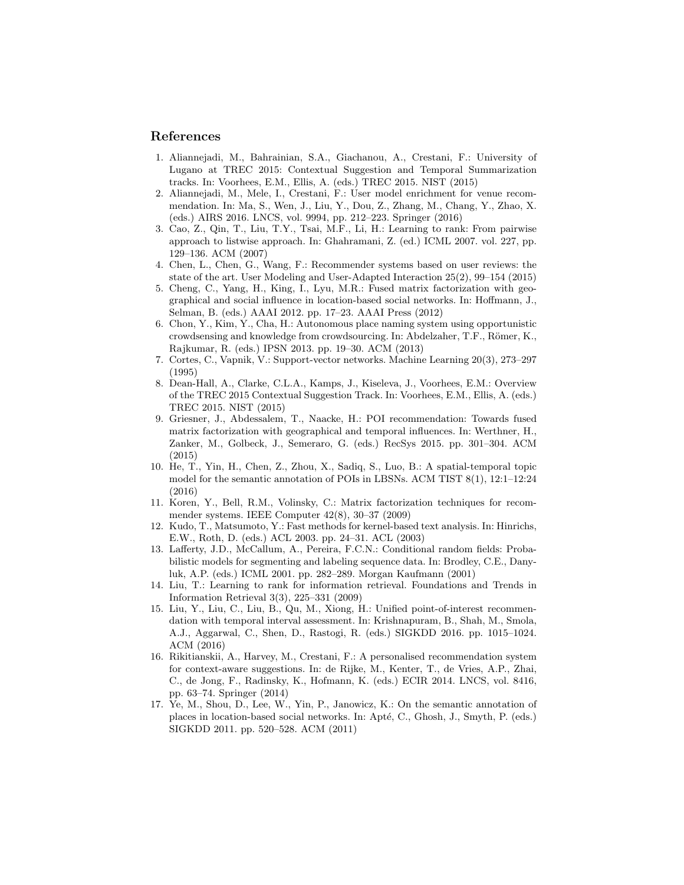## References

1. Aliannejadi, M., Bahrainian, S.A., Giachanou, A., Crestani, F.: University of Lugano at TREC 2015: Contextual Suggestion and Temporal Summarization tracks. In: Voorhees, E.M., Ellis, A. (eds.) TREC 2015. NIST (2015)
2. Aliannejadi, M., Mele, I., Crestani, F.: User model enrichment for venue recommendation. In: Ma, S., Wen, J., Liu, Y., Dou, Z., Zhang, M., Chang, Y., Zhao, X. (eds.) AIRS 2016. LNCS, vol. 9994, pp. 212–223. Springer (2016)
3. Cao, Z., Qin, T., Liu, T.Y., Tsai, M.F., Li, H.: Learning to rank: From pairwise approach to listwise approach. In: Ghahramani, Z. (ed.) ICML 2007. vol. 227, pp. 129–136. ACM (2007)
4. Chen, L., Chen, G., Wang, F.: Recommender systems based on user reviews: the state of the art. User Modeling and User-Adapted Interaction 25(2), 99–154 (2015)
5. Cheng, C., Yang, H., King, I., Lyu, M.R.: Fused matrix factorization with geographical and social influence in location-based social networks. In: Hoffmann, J., Selman, B. (eds.) AAAI 2012. pp. 17–23. AAAI Press (2012)
6. Chon, Y., Kim, Y., Cha, H.: Autonomous place naming system using opportunistic crowdsensing and knowledge from crowdsourcing. In: Abdelzaher, T.F., Römer, K., Rajkumar, R. (eds.) IPSN 2013. pp. 19–30. ACM (2013)
7. Cortes, C., Vapnik, V.: Support-vector networks. Machine Learning 20(3), 273–297 (1995)
8. Dean-Hall, A., Clarke, C.L.A., Kamps, J., Kiseleva, J., Voorhees, E.M.: Overview of the TREC 2015 Contextual Suggestion Track. In: Voorhees, E.M., Ellis, A. (eds.) TREC 2015. NIST (2015)
9. Griesner, J., Abdessalem, T., Naacke, H.: POI recommendation: Towards fused matrix factorization with geographical and temporal influences. In: Werthner, H., Zanker, M., Golbeck, J., Semeraro, G. (eds.) RecSys 2015. pp. 301–304. ACM (2015)
10. He, T., Yin, H., Chen, Z., Zhou, X., Sadiq, S., Luo, B.: A spatial-temporal topic model for the semantic annotation of POIs in LBSNs. ACM TIST 8(1), 12:1–12:24 (2016)
11. Koren, Y., Bell, R.M., Volinsky, C.: Matrix factorization techniques for recommender systems. IEEE Computer 42(8), 30–37 (2009)
12. Kudo, T., Matsumoto, Y.: Fast methods for kernel-based text analysis. In: Hinrichs, E.W., Roth, D. (eds.) ACL 2003. pp. 24–31. ACL (2003)
13. Lafferty, J.D., McCallum, A., Pereira, F.C.N.: Conditional random fields: Probabilistic models for segmenting and labeling sequence data. In: Brodley, C.E., Danyluk, A.P. (eds.) ICML 2001. pp. 282–289. Morgan Kaufmann (2001)
14. Liu, T.: Learning to rank for information retrieval. Foundations and Trends in Information Retrieval 3(3), 225–331 (2009)
15. Liu, Y., Liu, C., Liu, B., Qu, M., Xiong, H.: Unified point-of-interest recommendation with temporal interval assessment. In: Krishnapuram, B., Shah, M., Smola, A.J., Aggarwal, C., Shen, D., Rastogi, R. (eds.) SIGKDD 2016. pp. 1015–1024. ACM (2016)
16. Rikitianskii, A., Harvey, M., Crestani, F.: A personalised recommendation system for context-aware suggestions. In: de Rijke, M., Kenter, T., de Vries, A.P., Zhai, C., de Jong, F., Radinsky, K., Hofmann, K. (eds.) ECIR 2014. LNCS, vol. 8416, pp. 63–74. Springer (2014)
17. Ye, M., Shou, D., Lee, W., Yin, P., Janowicz, K.: On the semantic annotation of places in location-based social networks. In: Apté, C., Ghosh, J., Smyth, P. (eds.) SIGKDD 2011. pp. 520–528. ACM (2011)